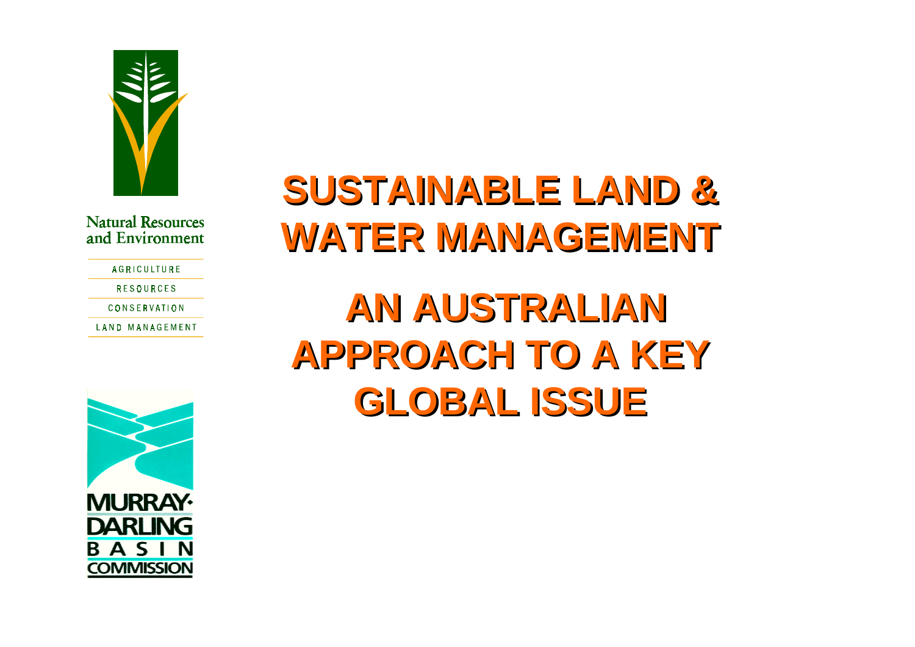Natural Resources and Environment

AGRICULTURE

RESOURCES

CONSERVATION

LAND MANAGEMENT

# SUSTAINABLE LAND & WATER MANAGEMENT

# AN AUSTRALIAN APPROACH TO A KEY GLOBAL ISSUE

MURRAY-DARLING BASIN COMMISSION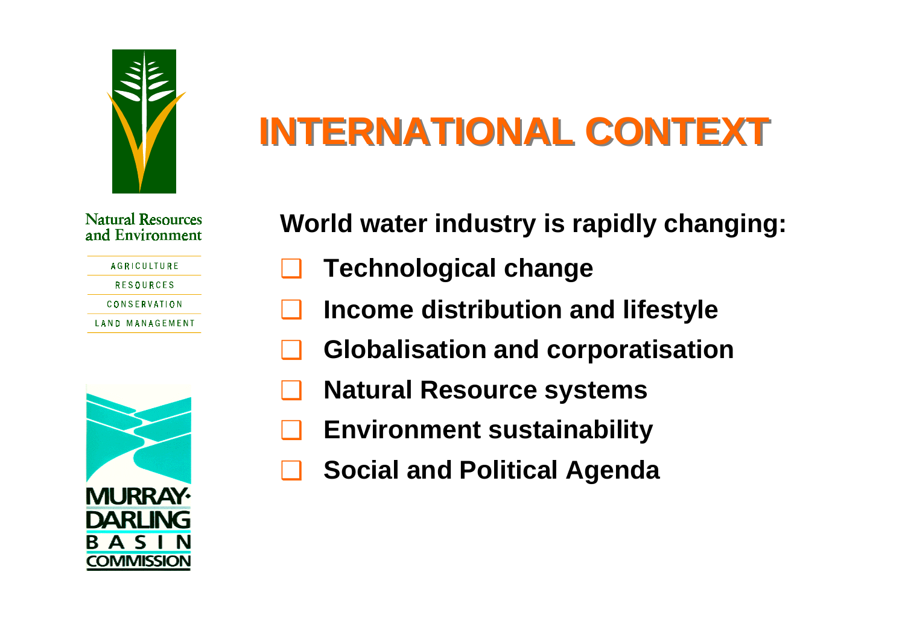Natural Resources and Environment

AGRICULTURE

RESOURCES

CONSERVATION

LAND MANAGEMENT

MURRAY-DARLING BASIN COMMISSION

# INTERNATIONAL CONTEXT

**World water industry is rapidly changing:**

- **Technological change**
- **Income distribution and lifestyle**
- **Globalisation and corporatisation**
- **Natural Resource systems**
- **Environment sustainability**
- **Social and Political Agenda**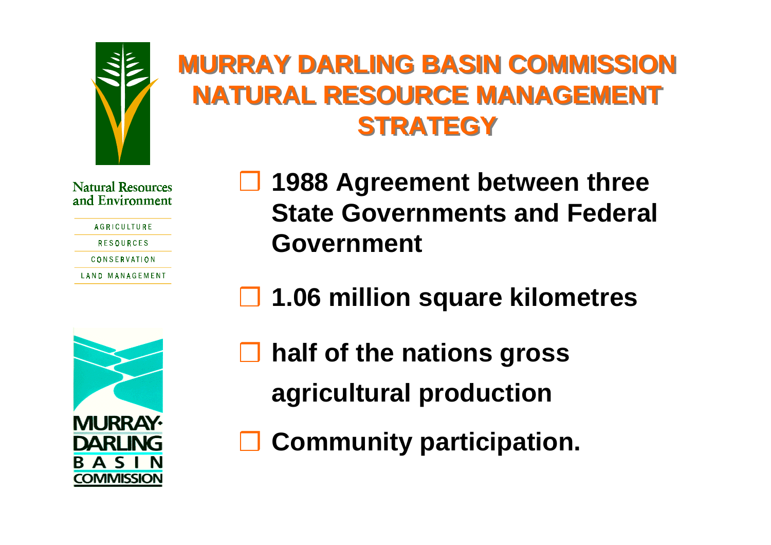# MURRAY DARLING BASIN COMMISSION NATURAL RESOURCE MANAGEMENT STRATEGY

Natural Resources and Environment

AGRICULTURE
RESOURCES
CONSERVATION
LAND MANAGEMENT

MURRAY-DARLING BASIN COMMISSION

- **1988 Agreement between three State Governments and Federal Government**
- **1.06 million square kilometres**
- **half of the nations gross agricultural production**
- **Community participation.**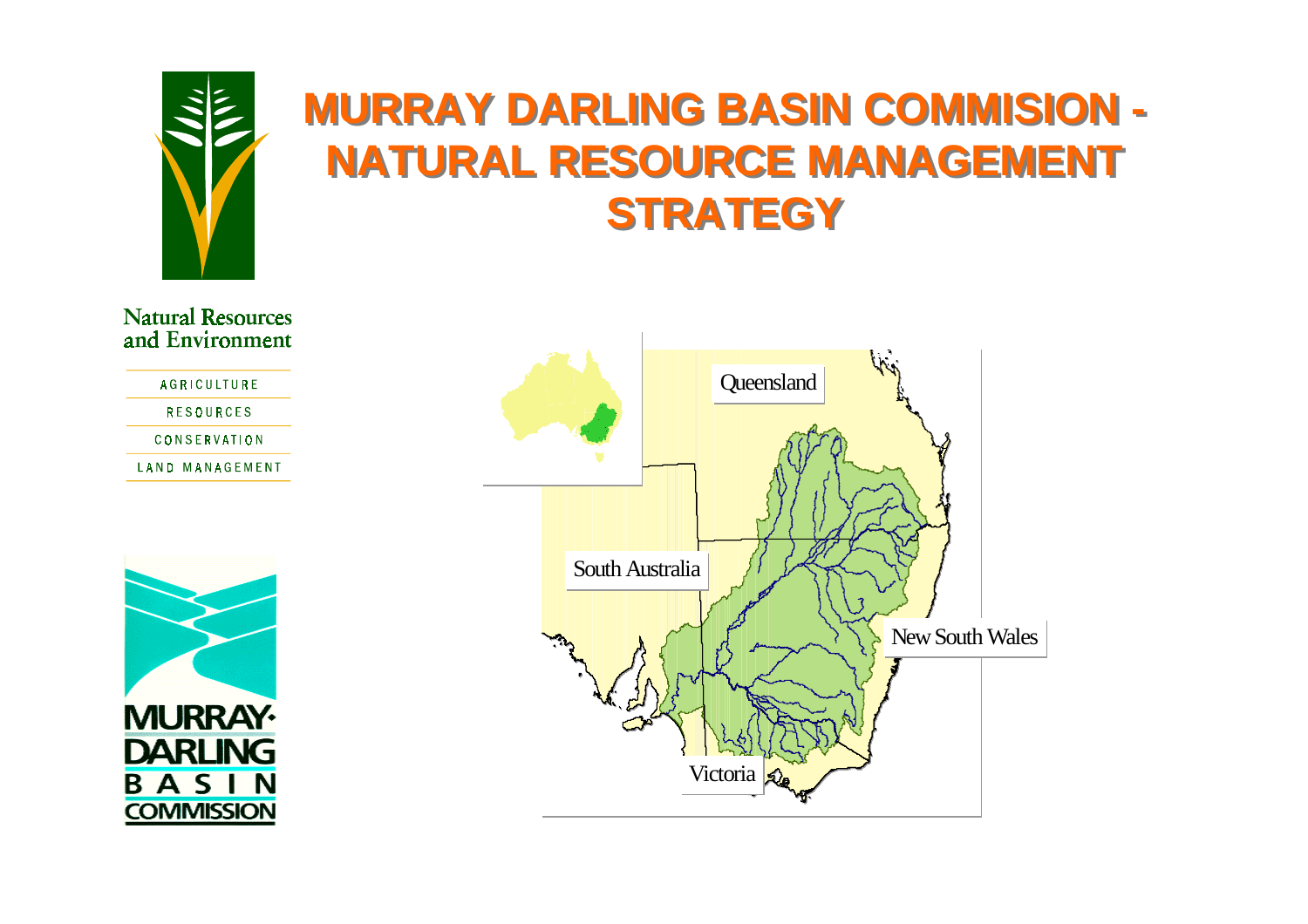# MURRAY DARLING BASIN COMMISION - NATURAL RESOURCE MANAGEMENT STRATEGY

Natural Resources and Environment

AGRICULTURE

RESOURCES

CONSERVATION

LAND MANAGEMENT

MURRAY-DARLING BASIN COMMISSION

Queensland

South Australia

New South Wales

Victoria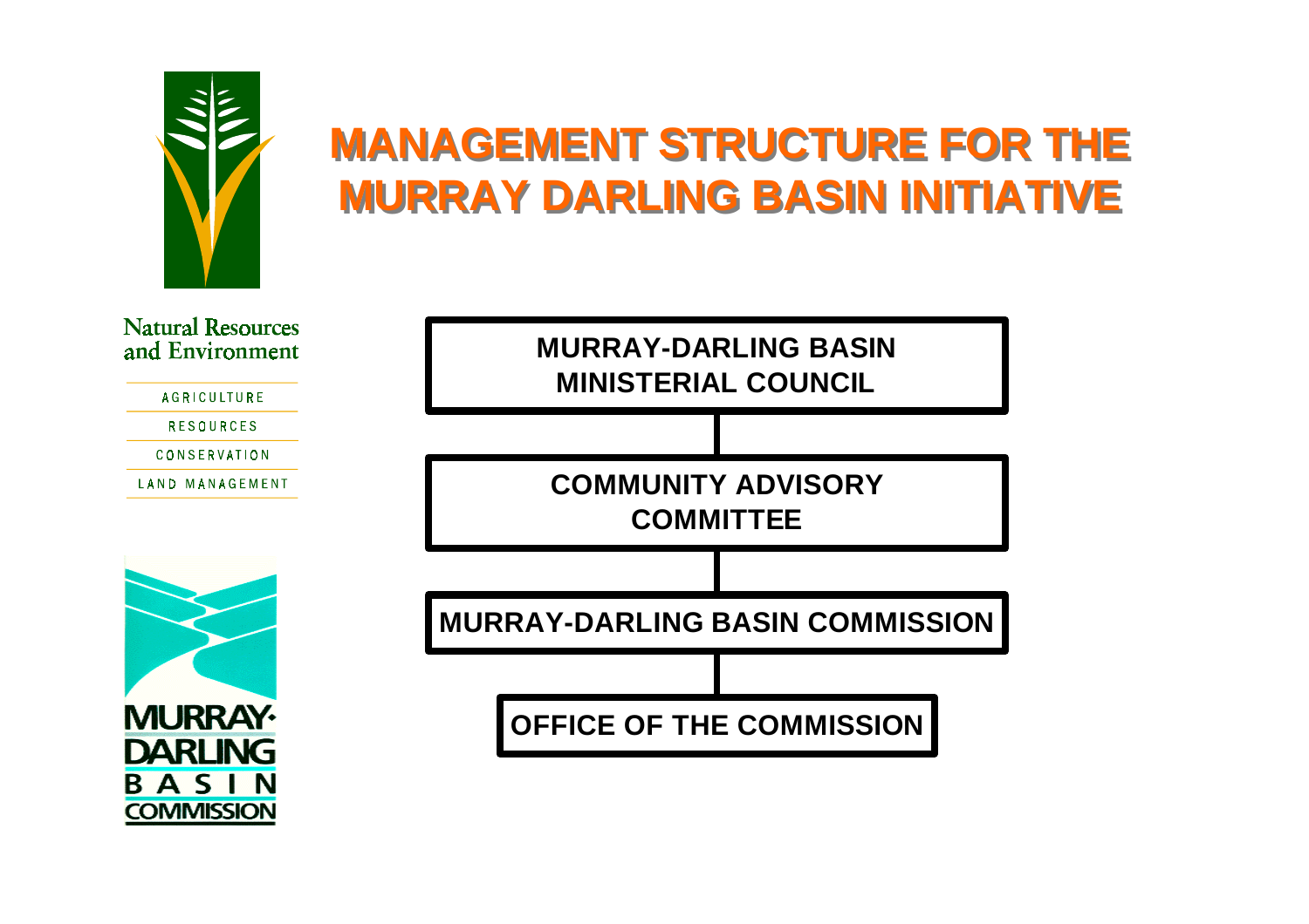# MANAGEMENT STRUCTURE FOR THE MURRAY DARLING BASIN INITIATIVE

Natural Resources and Environment

AGRICULTURE

RESOURCES

CONSERVATION

LAND MANAGEMENT

MURRAY-DARLING BASIN COMMISSION

**MURRAY-DARLING BASIN MINISTERIAL COUNCIL**

**COMMUNITY ADVISORY COMMITTEE**

**MURRAY-DARLING BASIN COMMISSION**

**OFFICE OF THE COMMISSION**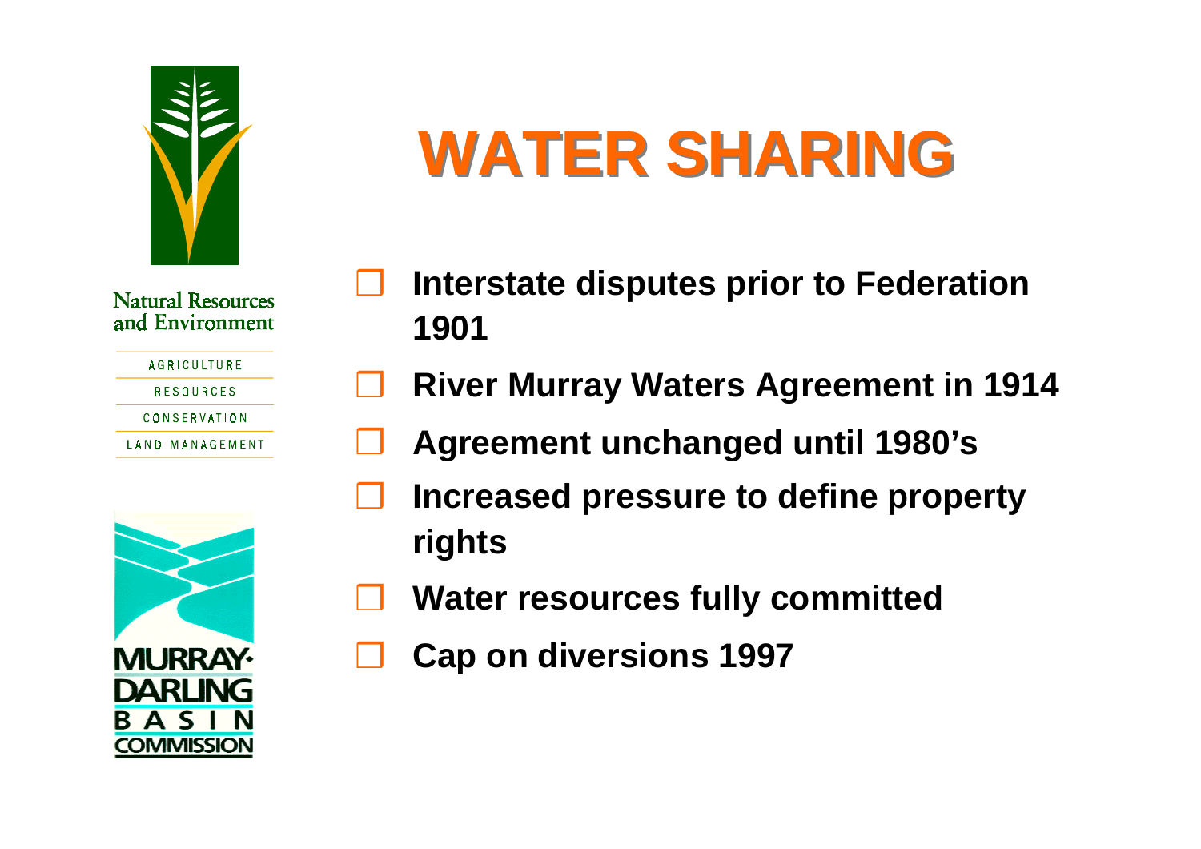# WATER SHARING

- Interstate disputes prior to Federation 1901
- River Murray Waters Agreement in 1914
- Agreement unchanged until 1980's
- Increased pressure to define property rights
- Water resources fully committed
- Cap on diversions 1997

Natural Resources and Environment

AGRICULTURE
RESOURCES
CONSERVATION
LAND MANAGEMENT

MURRAY-DARLING BASIN COMMISSION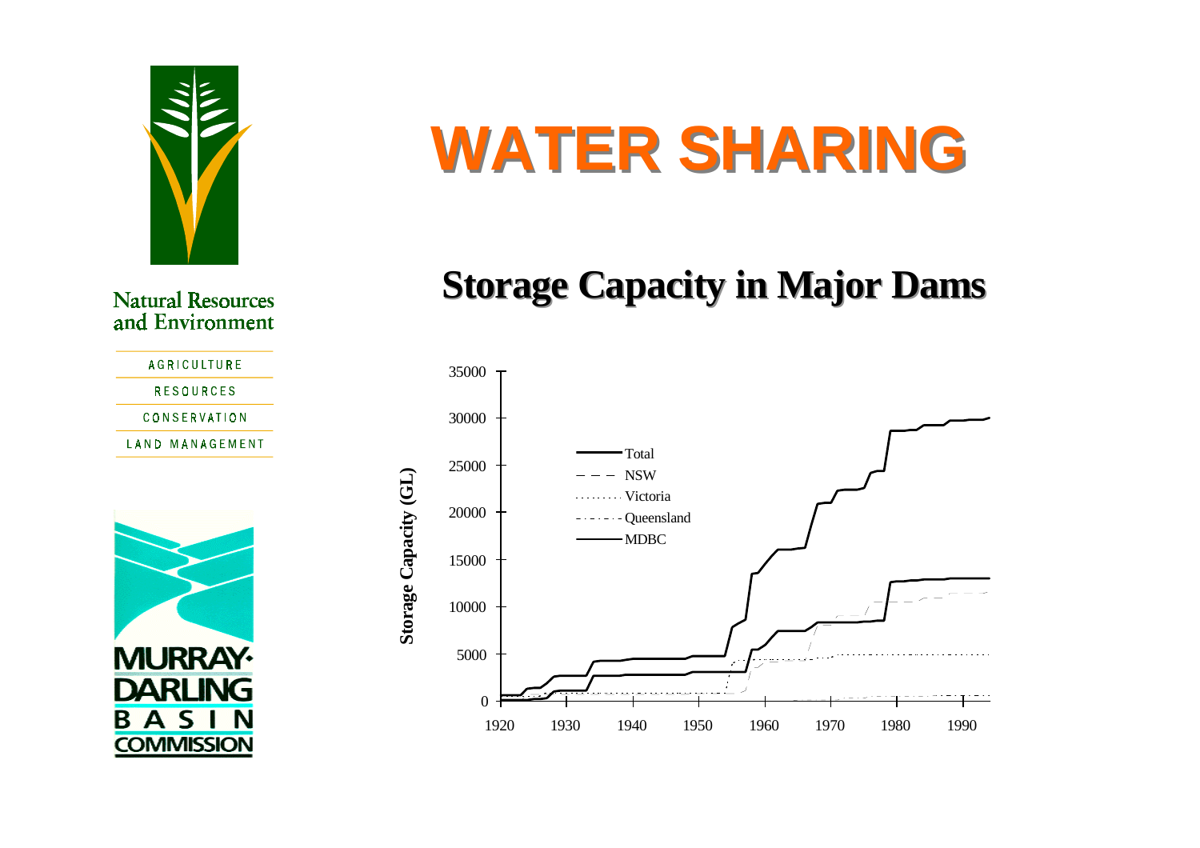Natural Resources and Environment

AGRICULTURE

RESOURCES

CONSERVATION

LAND MANAGEMENT

MURRAY-DARLING BASIN COMMISSION

# WATER SHARING

## Storage Capacity in Major Dams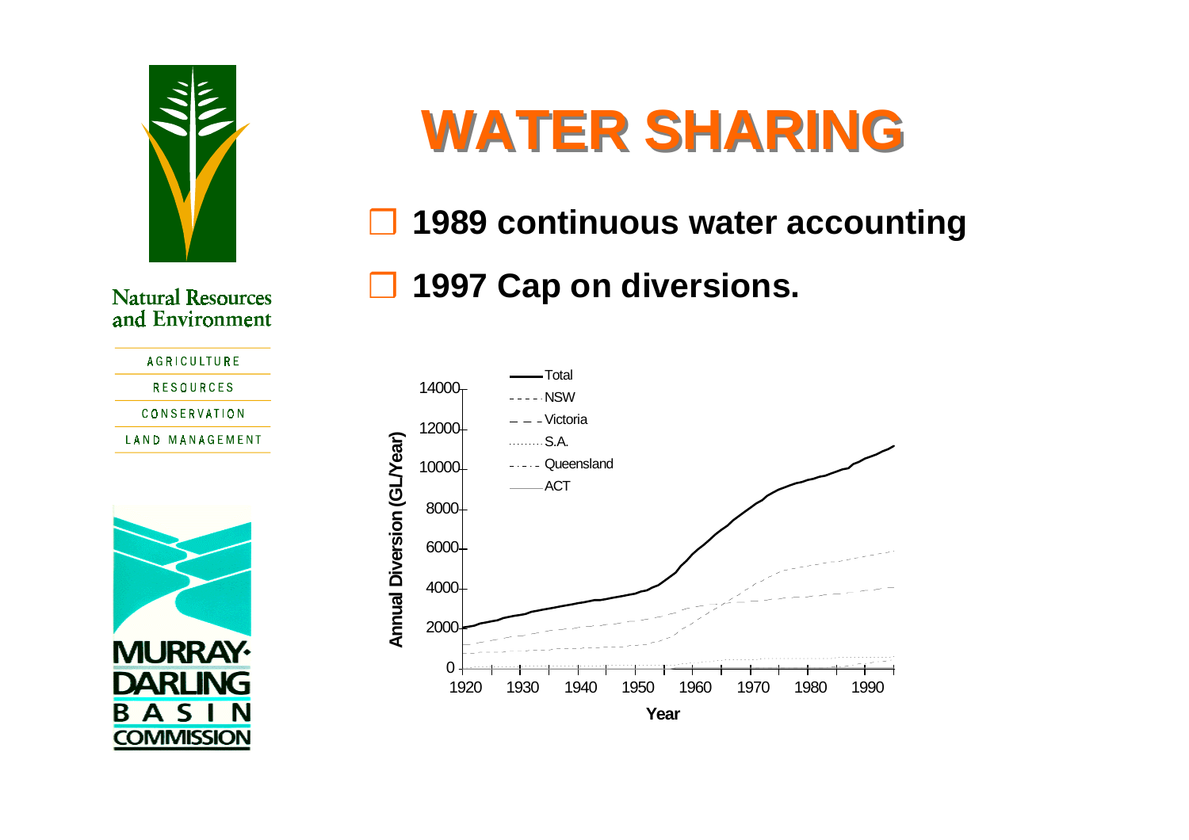# WATER SHARING

- 1989 continuous water accounting
- 1997 Cap on diversions.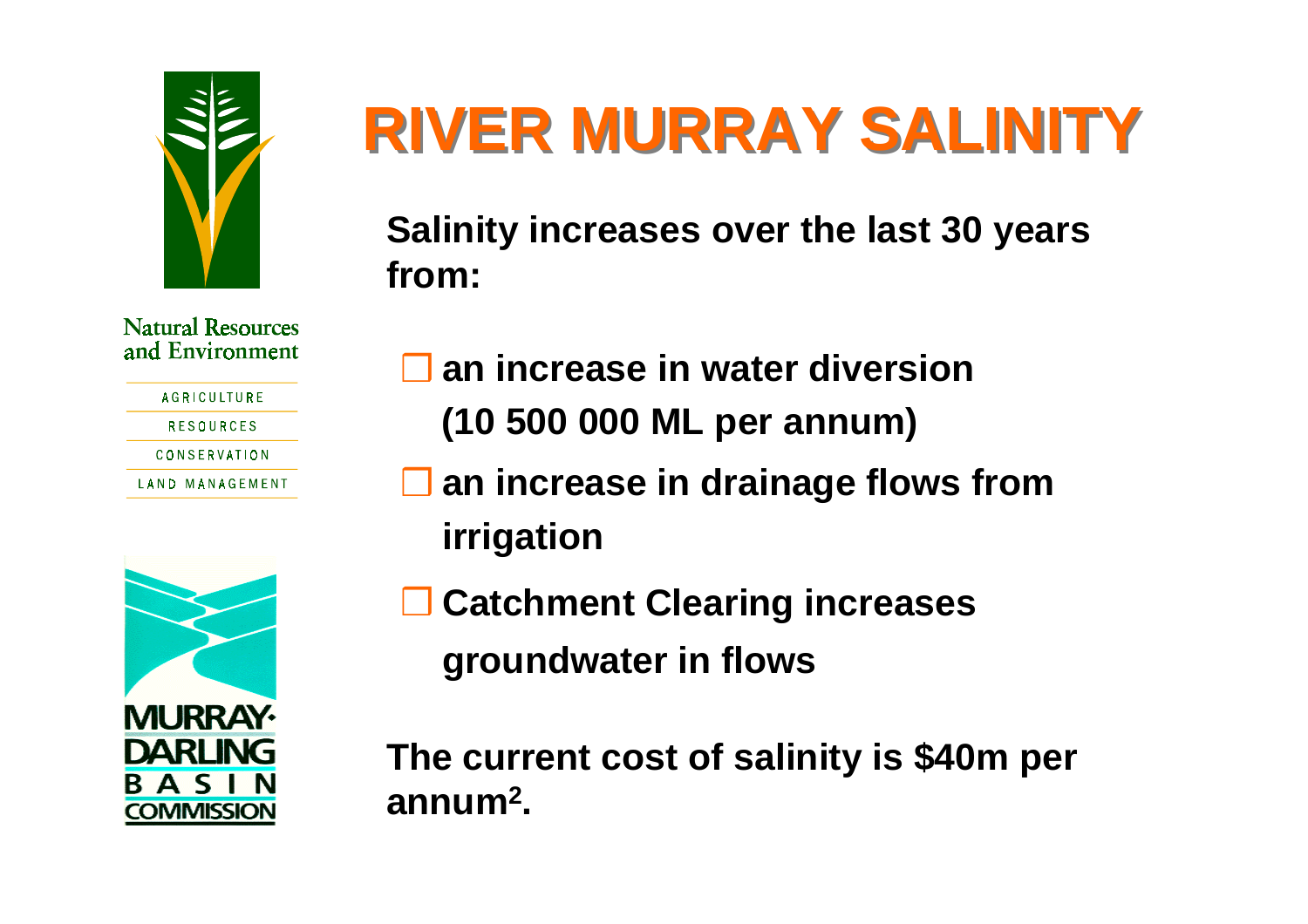Natural Resources and Environment

AGRICULTURE

RESOURCES

CONSERVATION

LAND MANAGEMENT

MURRAY-DARLING BASIN COMMISSION

# RIVER MURRAY SALINITY

**Salinity increases over the last 30 years from:**

- **an increase in water diversion (10 500 000 ML per annum)**
- **an increase in drainage flows from irrigation**
- **Catchment Clearing increases groundwater in flows**

**The current cost of salinity is \$40m per annum[2].**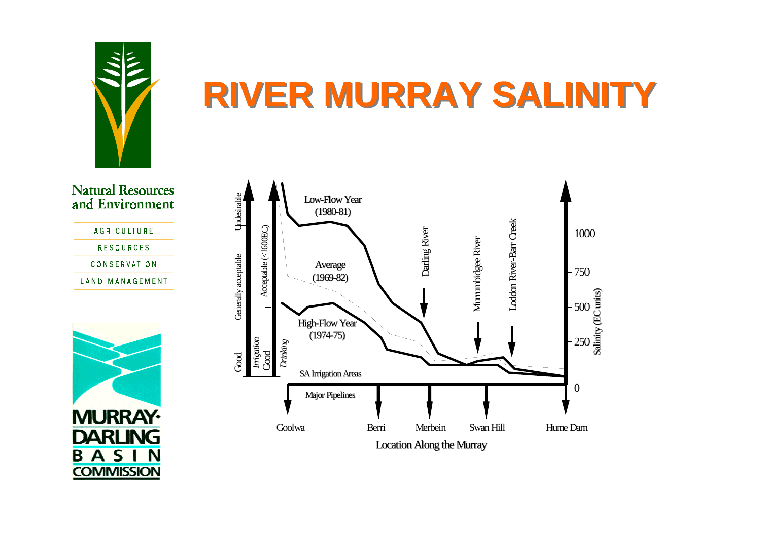# RIVER MURRAY SALINITY

Natural Resources and Environment

AGRICULTURE

RESOURCES

CONSERVATION

LAND MANAGEMENT

MURRAY-DARLING BASIN COMMISSION

Low-Flow Year (1980-81)

Average (1969-82)

High-Flow Year (1974-75)

Darling River

Murrumbidgee River

Loddon River-Barr Creek

SA Irrigation Areas

Major Pipelines

Undesirable

Generally acceptable

Good

Irrigation Good

Acceptable (<1600EC)

Drinking

1000

750

500

250

0

Salinity (EC units)

Goolwa Berri Merbein Swan Hill Hume Dam

Location Along the Murray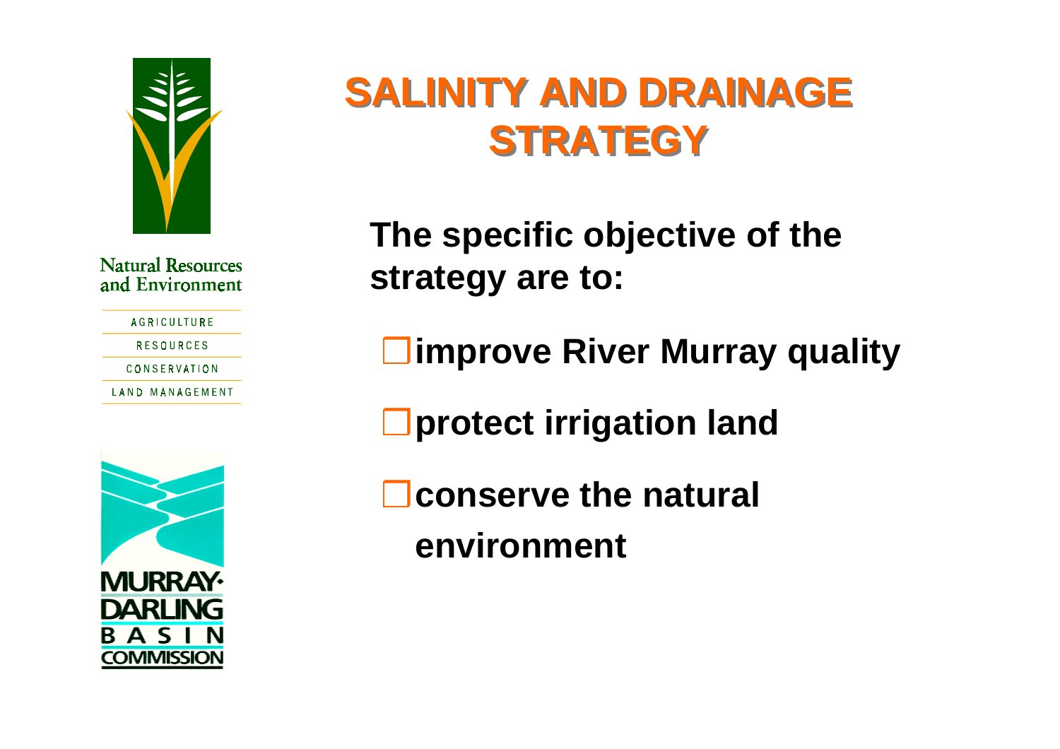Natural Resources and Environment

AGRICULTURE

RESOURCES

CONSERVATION

LAND MANAGEMENT

MURRAY-DARLING BASIN COMMISSION

# SALINITY AND DRAINAGE STRATEGY

**The specific objective of the strategy are to:**

- **improve River Murray quality**
- **protect irrigation land**
- **conserve the natural environment**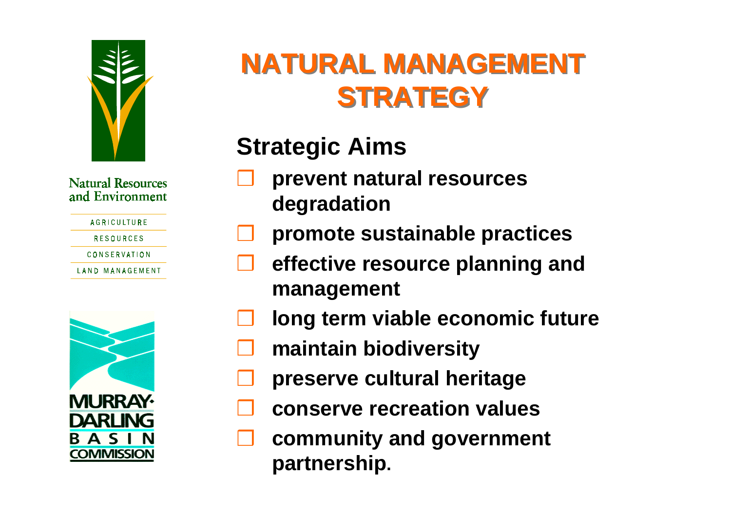Natural Resources and Environment

AGRICULTURE

RESOURCES

CONSERVATION

LAND MANAGEMENT

MURRAY-DARLING BASIN COMMISSION

# NATURAL MANAGEMENT STRATEGY

## Strategic Aims

- prevent natural resources degradation
- promote sustainable practices
- effective resource planning and management
- long term viable economic future
- maintain biodiversity
- preserve cultural heritage
- conserve recreation values
- community and government partnership.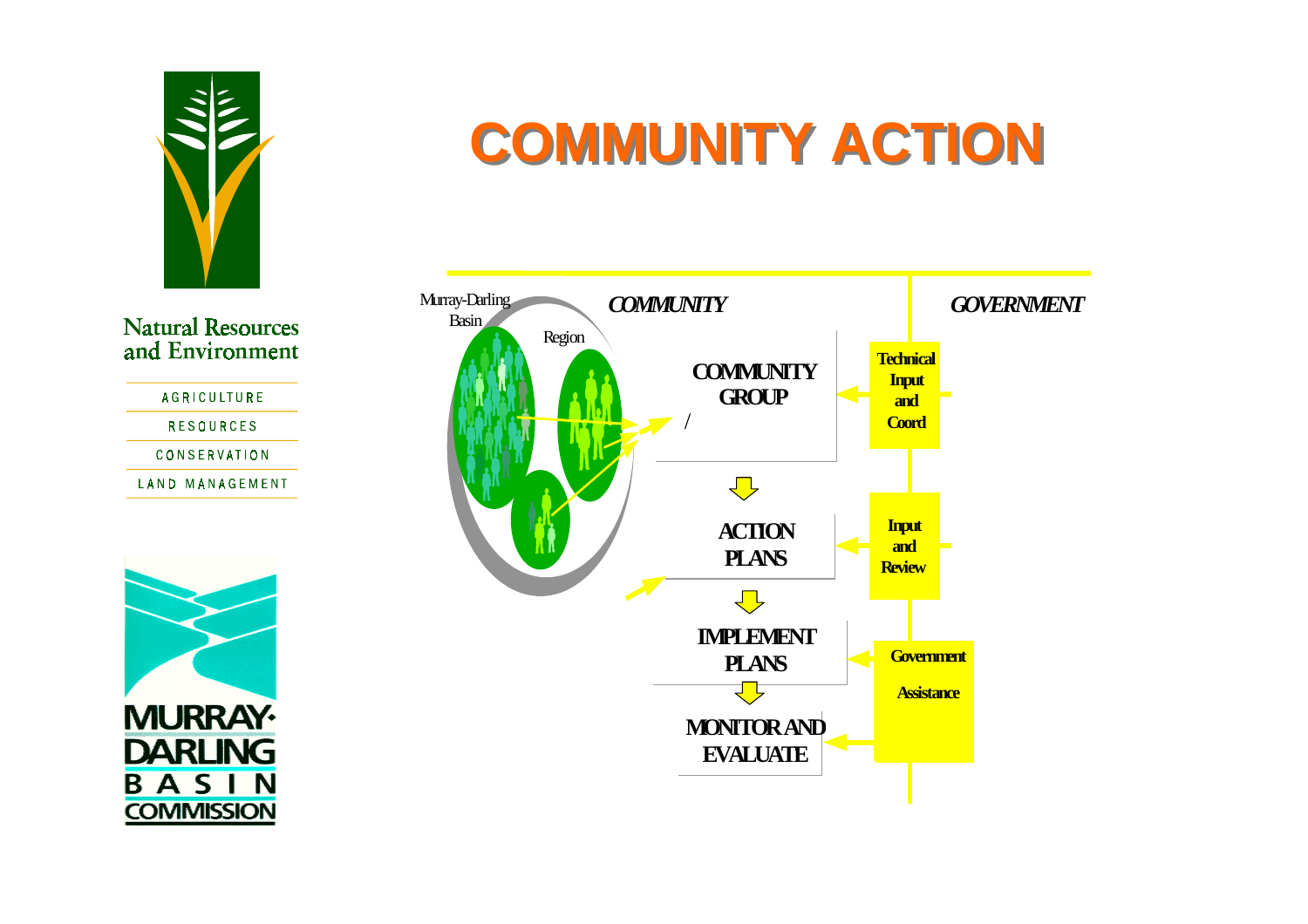# COMMUNITY ACTION

Natural Resources and Environment

AGRICULTURE

RESOURCES

CONSERVATION

LAND MANAGEMENT

MURRAY-DARLING BASIN COMMISSION

*COMMUNITY*

*GOVERNMENT*

Murray-Darling Basin

Region

COMMUNITY GROUP

ACTION PLANS

IMPLEMENT PLANS

MONITOR AND EVALUATE

Technical Input and Coord

Input and Review

Government Assistance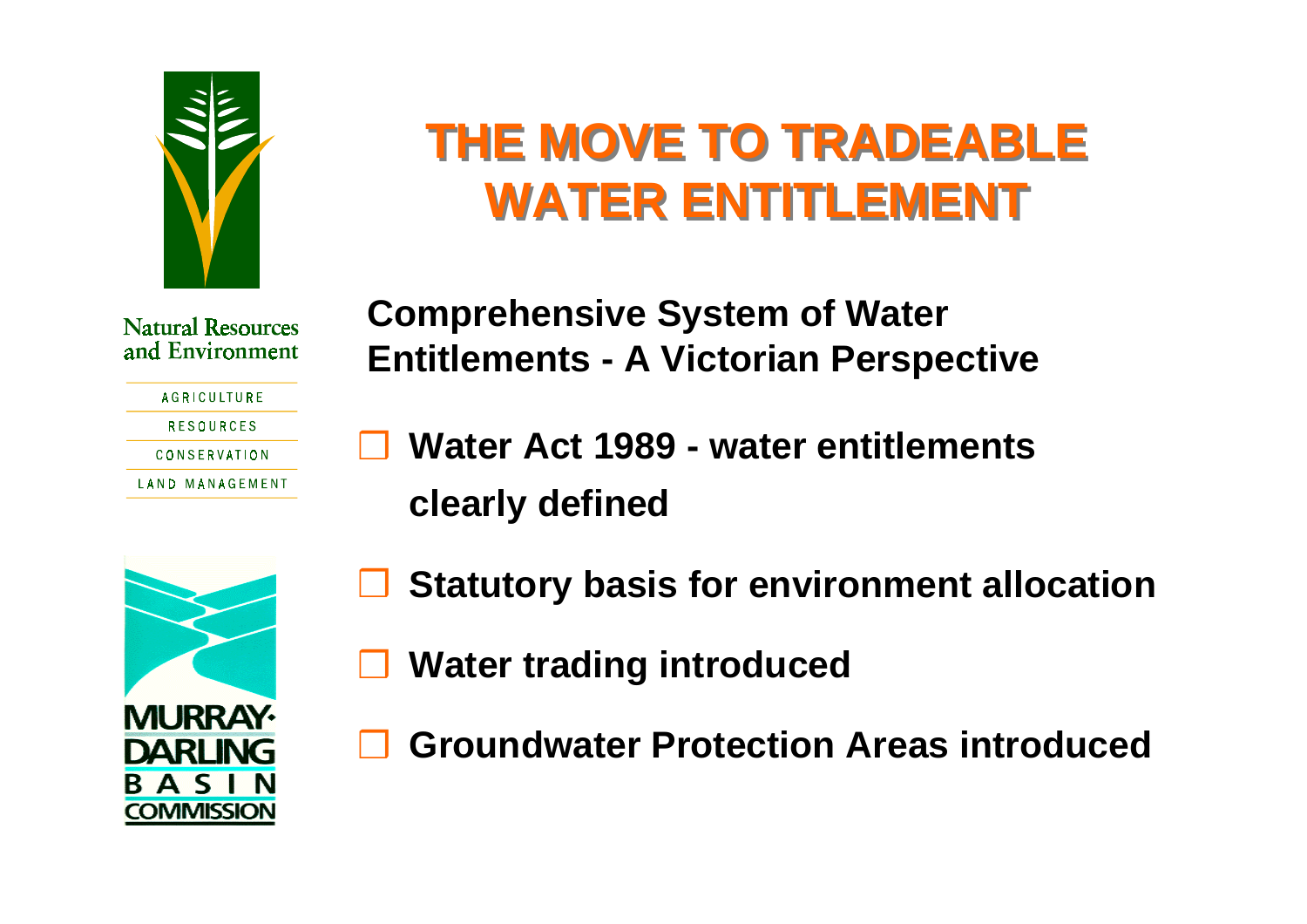Natural Resources and Environment

AGRICULTURE
RESOURCES
CONSERVATION
LAND MANAGEMENT

MURRAY-DARLING BASIN COMMISSION

# THE MOVE TO TRADEABLE WATER ENTITLEMENT

**Comprehensive System of Water Entitlements - A Victorian Perspective**

- **Water Act 1989 - water entitlements clearly defined**
- **Statutory basis for environment allocation**
- **Water trading introduced**
- **Groundwater Protection Areas introduced**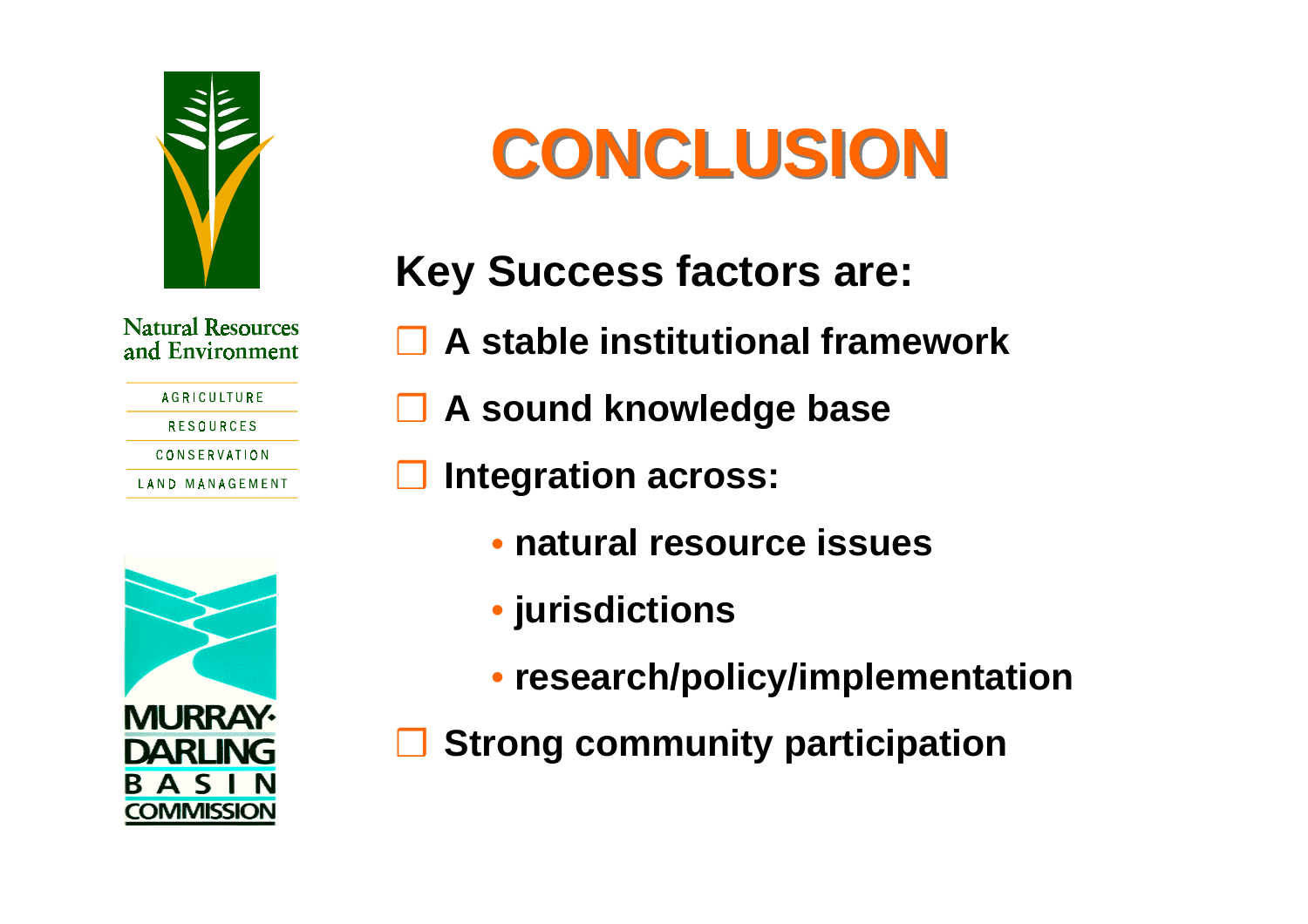Natural Resources and Environment

AGRICULTURE

RESOURCES

CONSERVATION

LAND MANAGEMENT

MURRAY-DARLING BASIN COMMISSION

# CONCLUSION

**Key Success factors are:**

- **A stable institutional framework**
- **A sound knowledge base**
- **Integration across:**
  - **natural resource issues**
  - **jurisdictions**
  - **research/policy/implementation**
- **Strong community participation**